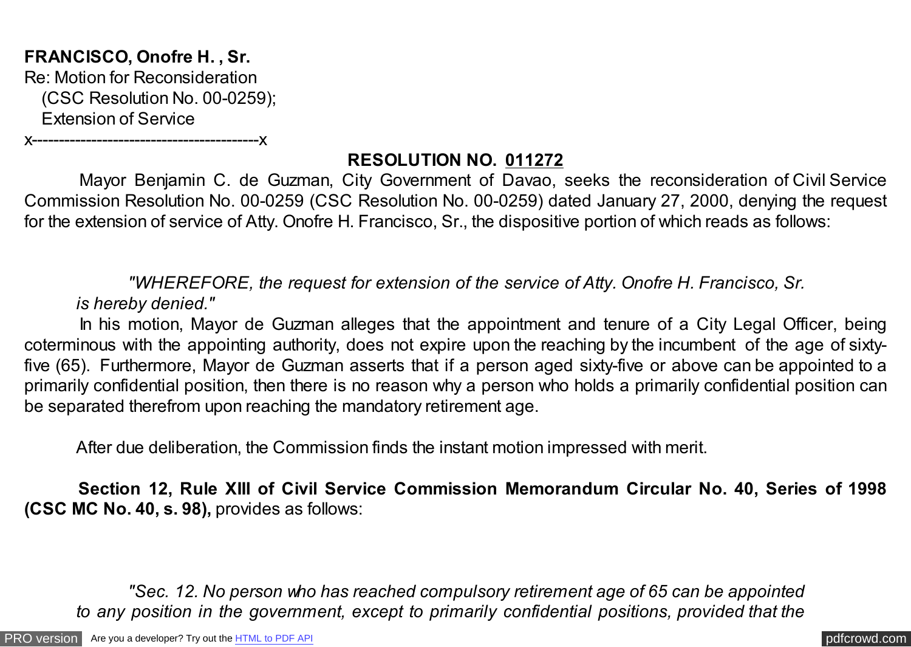**FRANCISCO, Onofre H. , Sr.**
Re: Motion for Reconsideration
(CSC Resolution No. 00-0259);
Extension of Service

x------------------------------------------x

**RESOLUTION NO. 011272**

Mayor Benjamin C. de Guzman, City Government of Davao, seeks the reconsideration of Civil Service Commission Resolution No. 00-0259 (CSC Resolution No. 00-0259) dated January 27, 2000, denying the request for the extension of service of Atty. Onofre H. Francisco, Sr., the dispositive portion of which reads as follows:

> *"WHEREFORE, the request for extension of the service of Atty. Onofre H. Francisco, Sr. is hereby denied."*

In his motion, Mayor de Guzman alleges that the appointment and tenure of a City Legal Officer, being coterminous with the appointing authority, does not expire upon the reaching by the incumbent of the age of sixty-five (65). Furthermore, Mayor de Guzman asserts that if a person aged sixty-five or above can be appointed to a primarily confidential position, then there is no reason why a person who holds a primarily confidential position can be separated therefrom upon reaching the mandatory retirement age.

After due deliberation, the Commission finds the instant motion impressed with merit.

**Section 12, Rule XIII of Civil Service Commission Memorandum Circular No. 40, Series of 1998 (CSC MC No. 40, s. 98),** provides as follows:

> *"Sec. 12. No person who has reached compulsory retirement age of 65 can be appointed to any position in the government, except to primarily confidential positions, provided that the*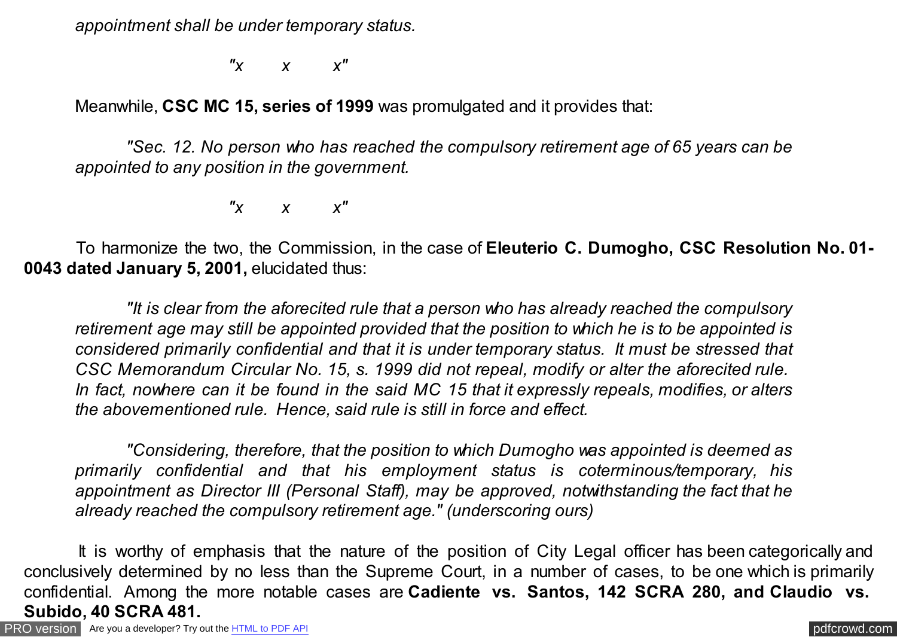*appointment shall be under temporary status.*

*"x x x"*

Meanwhile, **CSC MC 15, series of 1999** was promulgated and it provides that:

*"Sec. 12. No person who has reached the compulsory retirement age of 65 years can be appointed to any position in the government.*

*"x x x"*

To harmonize the two, the Commission, in the case of **Eleuterio C. Dumogho, CSC Resolution No. 01-0043 dated January 5, 2001,** elucidated thus:

*"It is clear from the aforecited rule that a person who has already reached the compulsory retirement age may still be appointed provided that the position to which he is to be appointed is considered primarily confidential and that it is under temporary status. It must be stressed that CSC Memorandum Circular No. 15, s. 1999 did not repeal, modify or alter the aforecited rule. In fact, nowhere can it be found in the said MC 15 that it expressly repeals, modifies, or alters the abovementioned rule. Hence, said rule is still in force and effect.*

*"Considering, therefore, that the position to which Dumogho was appointed is deemed as primarily confidential and that his employment status is coterminous/temporary, his appointment as Director III (Personal Staff), may be approved, notwithstanding the fact that he already reached the compulsory retirement age." (underscoring ours)*

It is worthy of emphasis that the nature of the position of City Legal officer has been categorically and conclusively determined by no less than the Supreme Court, in a number of cases, to be one which is primarily confidential. Among the more notable cases are **Cadiente vs. Santos, 142 SCRA 280, and Claudio vs. Subido, 40 SCRA 481.**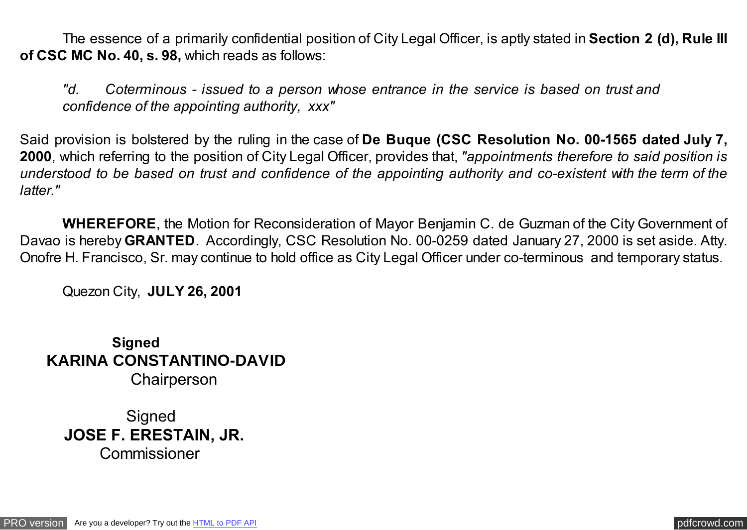The essence of a primarily confidential position of City Legal Officer, is aptly stated in **Section 2 (d), Rule III of CSC MC No. 40, s. 98,** which reads as follows:

> *"d. Coterminous - issued to a person whose entrance in the service is based on trust and confidence of the appointing authority, xxx"*

Said provision is bolstered by the ruling in the case of **De Buque (CSC Resolution No. 00-1565 dated July 7, 2000**, which referring to the position of City Legal Officer, provides that, *"appointments therefore to said position is understood to be based on trust and confidence of the appointing authority and co-existent with the term of the latter."*

**WHEREFORE**, the Motion for Reconsideration of Mayor Benjamin C. de Guzman of the City Government of Davao is hereby **GRANTED**. Accordingly, CSC Resolution No. 00-0259 dated January 27, 2000 is set aside. Atty. Onofre H. Francisco, Sr. may continue to hold office as City Legal Officer under co-terminous and temporary status.

Quezon City, **JULY 26, 2001**

**Signed**
**KARINA CONSTANTINO-DAVID**
Chairperson

Signed
**JOSE F. ERESTAIN, JR.**
Commissioner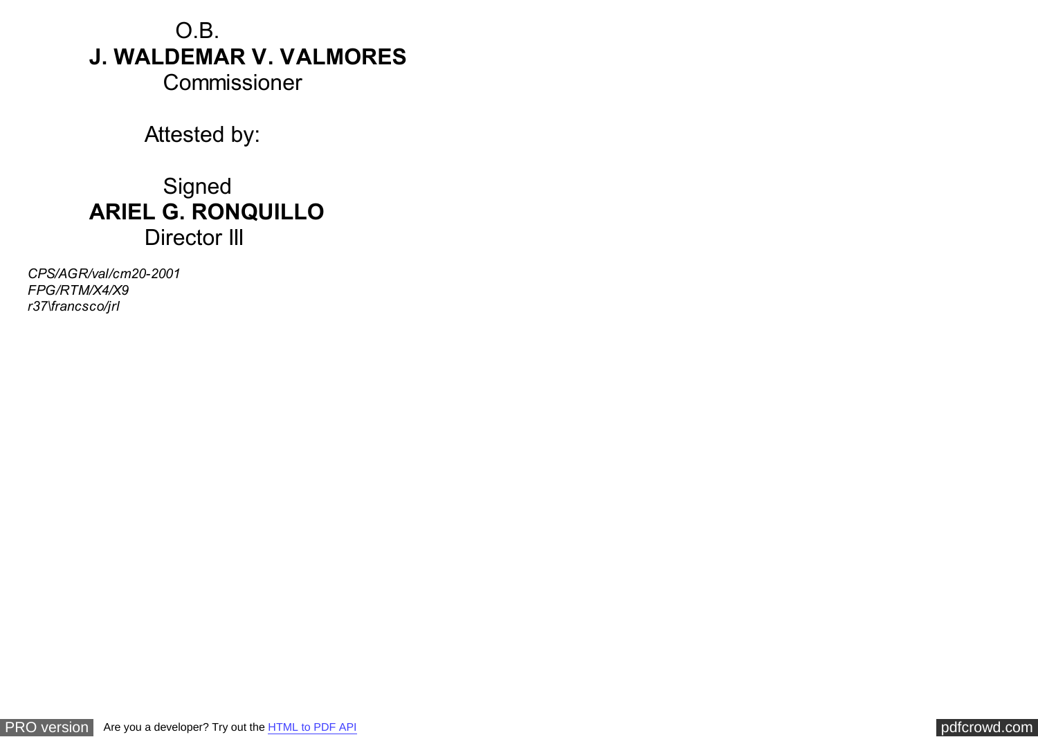O.B.
**J. WALDEMAR V. VALMORES**
Commissioner

Attested by:

Signed
**ARIEL G. RONQUILLO**
Director III

*CPS/AGR/val/cm20-2001*
*FPG/RTM/X4/X9*
*r37\francsco/jrl*